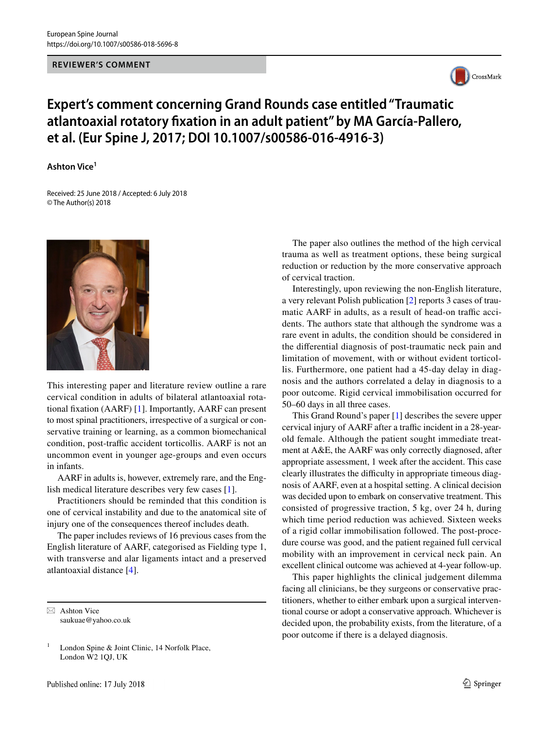REVIEWER'S COMMENT

# Expert's comment concerning Grand Rounds case entitled "Traumatic atlantoaxial rotatory fixation in an adult patient" by MA García-Pallero, et al. (Eur Spine J, 2017; DOI 10.1007/s00586-016-4916-3)

**Ashton Vice**[1]

Received: 25 June 2018 / Accepted: 6 July 2018
© The Author(s) 2018

This interesting paper and literature review outline a rare cervical condition in adults of bilateral atlantoaxial rotational fixation (AARF) [1]. Importantly, AARF can present to most spinal practitioners, irrespective of a surgical or conservative training or learning, as a common biomechanical condition, post-traffic accident torticollis. AARF is not an uncommon event in younger age-groups and even occurs in infants.

AARF in adults is, however, extremely rare, and the English medical literature describes very few cases [1].

Practitioners should be reminded that this condition is one of cervical instability and due to the anatomical site of injury one of the consequences thereof includes death.

The paper includes reviews of 16 previous cases from the English literature of AARF, categorised as Fielding type 1, with transverse and alar ligaments intact and a preserved atlantoaxial distance [4].

The paper also outlines the method of the high cervical trauma as well as treatment options, these being surgical reduction or reduction by the more conservative approach of cervical traction.

Interestingly, upon reviewing the non-English literature, a very relevant Polish publication [2] reports 3 cases of traumatic AARF in adults, as a result of head-on traffic accidents. The authors state that although the syndrome was a rare event in adults, the condition should be considered in the differential diagnosis of post-traumatic neck pain and limitation of movement, with or without evident torticollis. Furthermore, one patient had a 45-day delay in diagnosis and the authors correlated a delay in diagnosis to a poor outcome. Rigid cervical immobilisation occurred for 50–60 days in all three cases.

This Grand Round's paper [1] describes the severe upper cervical injury of AARF after a traffic incident in a 28-year-old female. Although the patient sought immediate treatment at A&E, the AARF was only correctly diagnosed, after appropriate assessment, 1 week after the accident. This case clearly illustrates the difficulty in appropriate timeous diagnosis of AARF, even at a hospital setting. A clinical decision was decided upon to embark on conservative treatment. This consisted of progressive traction, 5 kg, over 24 h, during which time period reduction was achieved. Sixteen weeks of a rigid collar immobilisation followed. The post-procedure course was good, and the patient regained full cervical mobility with an improvement in cervical neck pain. An excellent clinical outcome was achieved at 4-year follow-up.

This paper highlights the clinical judgement dilemma facing all clinicians, be they surgeons or conservative practitioners, whether to either embark upon a surgical interventional course or adopt a conservative approach. Whichever is decided upon, the probability exists, from the literature, of a poor outcome if there is a delayed diagnosis.

---

✉ Ashton Vice
saukuae@yahoo.co.uk

[1] London Spine & Joint Clinic, 14 Norfolk Place, London W2 1QJ, UK

Published online: 17 July 2018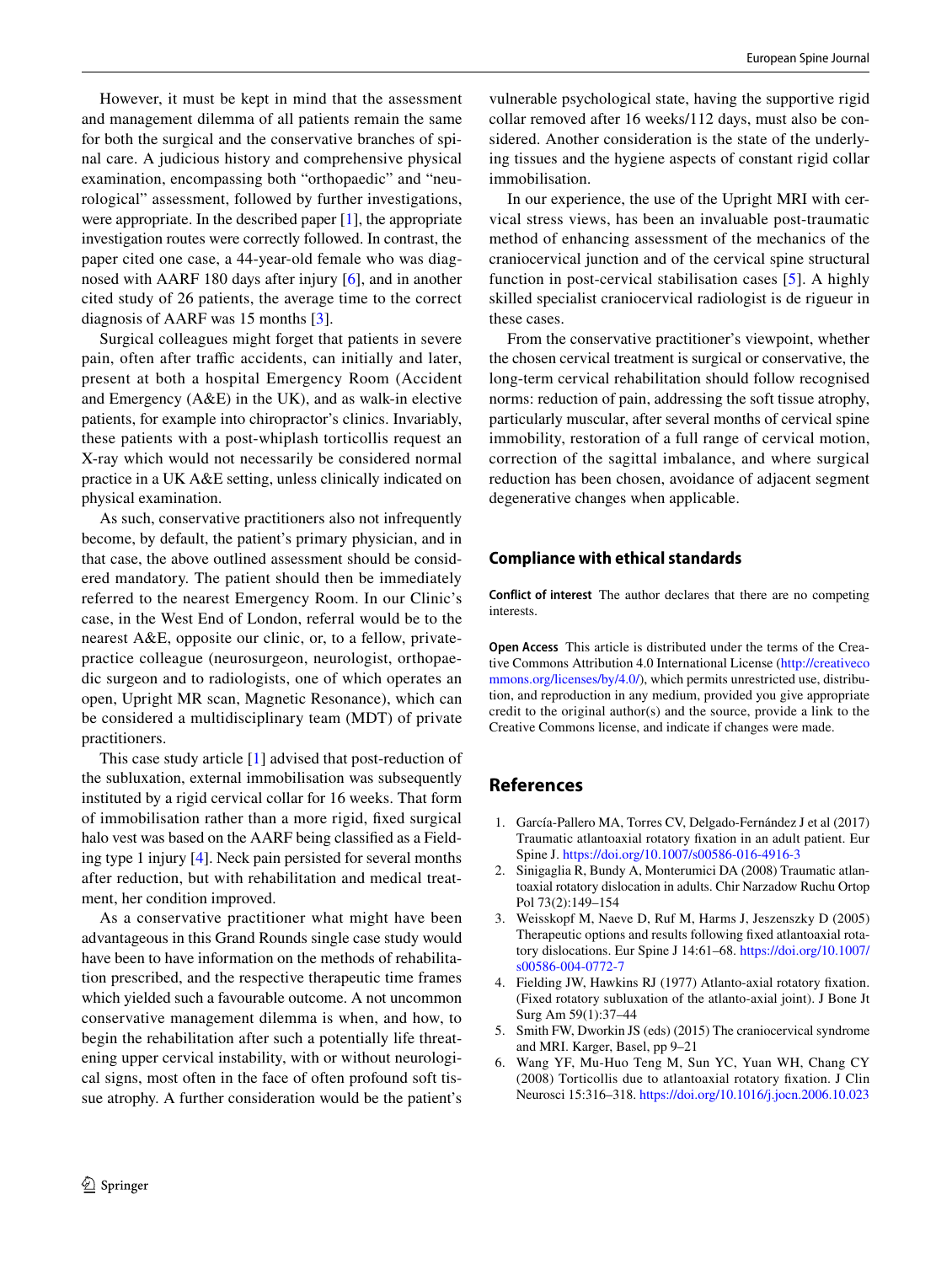However, it must be kept in mind that the assessment and management dilemma of all patients remain the same for both the surgical and the conservative branches of spinal care. A judicious history and comprehensive physical examination, encompassing both "orthopaedic" and "neurological" assessment, followed by further investigations, were appropriate. In the described paper [1], the appropriate investigation routes were correctly followed. In contrast, the paper cited one case, a 44-year-old female who was diagnosed with AARF 180 days after injury [6], and in another cited study of 26 patients, the average time to the correct diagnosis of AARF was 15 months [3].

Surgical colleagues might forget that patients in severe pain, often after traffic accidents, can initially and later, present at both a hospital Emergency Room (Accident and Emergency (A&E) in the UK), and as walk-in elective patients, for example into chiropractor's clinics. Invariably, these patients with a post-whiplash torticollis request an X-ray which would not necessarily be considered normal practice in a UK A&E setting, unless clinically indicated on physical examination.

As such, conservative practitioners also not infrequently become, by default, the patient's primary physician, and in that case, the above outlined assessment should be considered mandatory. The patient should then be immediately referred to the nearest Emergency Room. In our Clinic's case, in the West End of London, referral would be to the nearest A&E, opposite our clinic, or, to a fellow, private-practice colleague (neurosurgeon, neurologist, orthopaedic surgeon and to radiologists, one of which operates an open, Upright MR scan, Magnetic Resonance), which can be considered a multidisciplinary team (MDT) of private practitioners.

This case study article [1] advised that post-reduction of the subluxation, external immobilisation was subsequently instituted by a rigid cervical collar for 16 weeks. That form of immobilisation rather than a more rigid, fixed surgical halo vest was based on the AARF being classified as a Fielding type 1 injury [4]. Neck pain persisted for several months after reduction, but with rehabilitation and medical treatment, her condition improved.

As a conservative practitioner what might have been advantageous in this Grand Rounds single case study would have been to have information on the methods of rehabilitation prescribed, and the respective therapeutic time frames which yielded such a favourable outcome. A not uncommon conservative management dilemma is when, and how, to begin the rehabilitation after such a potentially life threatening upper cervical instability, with or without neurological signs, most often in the face of often profound soft tissue atrophy. A further consideration would be the patient's vulnerable psychological state, having the supportive rigid collar removed after 16 weeks/112 days, must also be considered. Another consideration is the state of the underlying tissues and the hygiene aspects of constant rigid collar immobilisation.

In our experience, the use of the Upright MRI with cervical stress views, has been an invaluable post-traumatic method of enhancing assessment of the mechanics of the craniocervical junction and of the cervical spine structural function in post-cervical stabilisation cases [5]. A highly skilled specialist craniocervical radiologist is de rigueur in these cases.

From the conservative practitioner's viewpoint, whether the chosen cervical treatment is surgical or conservative, the long-term cervical rehabilitation should follow recognised norms: reduction of pain, addressing the soft tissue atrophy, particularly muscular, after several months of cervical spine immobility, restoration of a full range of cervical motion, correction of the sagittal imbalance, and where surgical reduction has been chosen, avoidance of adjacent segment degenerative changes when applicable.

## Compliance with ethical standards

**Conflict of interest** The author declares that there are no competing interests.

**Open Access** This article is distributed under the terms of the Creative Commons Attribution 4.0 International License (http://creativecommons.org/licenses/by/4.0/), which permits unrestricted use, distribution, and reproduction in any medium, provided you give appropriate credit to the original author(s) and the source, provide a link to the Creative Commons license, and indicate if changes were made.

## References

1. García-Pallero MA, Torres CV, Delgado-Fernández J et al (2017) Traumatic atlantoaxial rotatory fixation in an adult patient. Eur Spine J. https://doi.org/10.1007/s00586-016-4916-3
2. Sinigaglia R, Bundy A, Monterumici DA (2008) Traumatic atlantoaxial rotatory dislocation in adults. Chir Narzadow Ruchu Ortop Pol 73(2):149–154
3. Weisskopf M, Naeve D, Ruf M, Harms J, Jeszenszky D (2005) Therapeutic options and results following fixed atlantoaxial rotatory dislocations. Eur Spine J 14:61–68. https://doi.org/10.1007/s00586-004-0772-7
4. Fielding JW, Hawkins RJ (1977) Atlanto-axial rotatory fixation. (Fixed rotatory subluxation of the atlanto-axial joint). J Bone Jt Surg Am 59(1):37–44
5. Smith FW, Dworkin JS (eds) (2015) The craniocervical syndrome and MRI. Karger, Basel, pp 9–21
6. Wang YF, Mu-Huo Teng M, Sun YC, Yuan WH, Chang CY (2008) Torticollis due to atlantoaxial rotatory fixation. J Clin Neurosci 15:316–318. https://doi.org/10.1016/j.jocn.2006.10.023